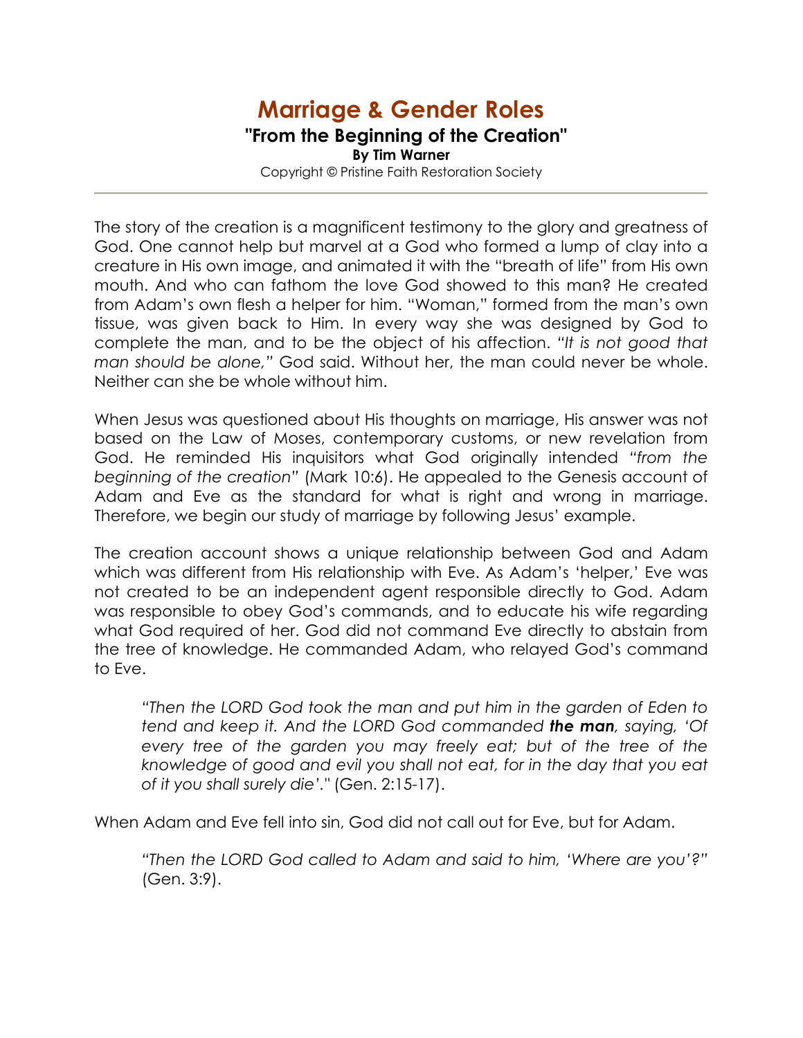# Marriage & Gender Roles

## "From the Beginning of the Creation"

**By Tim Warner**

Copyright © Pristine Faith Restoration Society

---

The story of the creation is a magnificent testimony to the glory and greatness of God. One cannot help but marvel at a God who formed a lump of clay into a creature in His own image, and animated it with the "breath of life" from His own mouth. And who can fathom the love God showed to this man? He created from Adam's own flesh a helper for him. "Woman," formed from the man's own tissue, was given back to Him. In every way she was designed by God to complete the man, and to be the object of his affection. *"It is not good that man should be alone,"* God said. Without her, the man could never be whole. Neither can she be whole without him.

When Jesus was questioned about His thoughts on marriage, His answer was not based on the Law of Moses, contemporary customs, or new revelation from God. He reminded His inquisitors what God originally intended *"from the beginning of the creation"* (Mark 10:6). He appealed to the Genesis account of Adam and Eve as the standard for what is right and wrong in marriage. Therefore, we begin our study of marriage by following Jesus' example.

The creation account shows a unique relationship between God and Adam which was different from His relationship with Eve. As Adam's 'helper,' Eve was not created to be an independent agent responsible directly to God. Adam was responsible to obey God's commands, and to educate his wife regarding what God required of her. God did not command Eve directly to abstain from the tree of knowledge. He commanded Adam, who relayed God's command to Eve.

> *"Then the LORD God took the man and put him in the garden of Eden to tend and keep it. And the LORD God commanded* ***the man****, saying, 'Of every tree of the garden you may freely eat; but of the tree of the knowledge of good and evil you shall not eat, for in the day that you eat of it you shall surely die'."* (Gen. 2:15-17).

When Adam and Eve fell into sin, God did not call out for Eve, but for Adam.

> *"Then the LORD God called to Adam and said to him, 'Where are you'?"* (Gen. 3:9).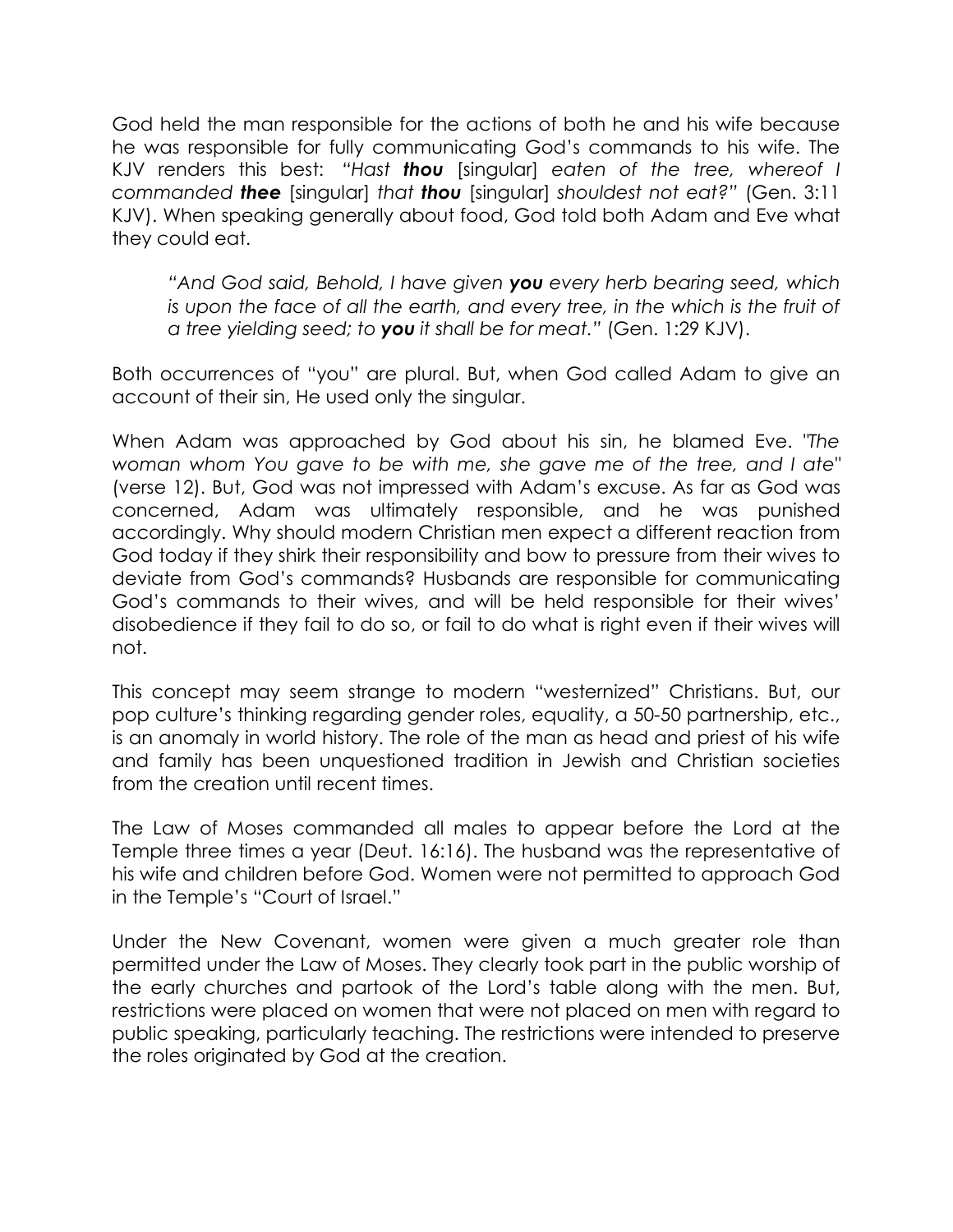God held the man responsible for the actions of both he and his wife because he was responsible for fully communicating God's commands to his wife. The KJV renders this best: *"Hast **thou** [singular] eaten of the tree, whereof I commanded **thee** [singular] that **thou** [singular] shouldest not eat?"* (Gen. 3:11 KJV). When speaking generally about food, God told both Adam and Eve what they could eat.

> *"And God said, Behold, I have given **you** every herb bearing seed, which is upon the face of all the earth, and every tree, in the which is the fruit of a tree yielding seed; to **you** it shall be for meat."* (Gen. 1:29 KJV).

Both occurrences of "you" are plural. But, when God called Adam to give an account of their sin, He used only the singular.

When Adam was approached by God about his sin, he blamed Eve. *"The woman whom You gave to be with me, she gave me of the tree, and I ate"* (verse 12). But, God was not impressed with Adam's excuse. As far as God was concerned, Adam was ultimately responsible, and he was punished accordingly. Why should modern Christian men expect a different reaction from God today if they shirk their responsibility and bow to pressure from their wives to deviate from God's commands? Husbands are responsible for communicating God's commands to their wives, and will be held responsible for their wives' disobedience if they fail to do so, or fail to do what is right even if their wives will not.

This concept may seem strange to modern "westernized" Christians. But, our pop culture's thinking regarding gender roles, equality, a 50-50 partnership, etc., is an anomaly in world history. The role of the man as head and priest of his wife and family has been unquestioned tradition in Jewish and Christian societies from the creation until recent times.

The Law of Moses commanded all males to appear before the Lord at the Temple three times a year (Deut. 16:16). The husband was the representative of his wife and children before God. Women were not permitted to approach God in the Temple's "Court of Israel."

Under the New Covenant, women were given a much greater role than permitted under the Law of Moses. They clearly took part in the public worship of the early churches and partook of the Lord's table along with the men. But, restrictions were placed on women that were not placed on men with regard to public speaking, particularly teaching. The restrictions were intended to preserve the roles originated by God at the creation.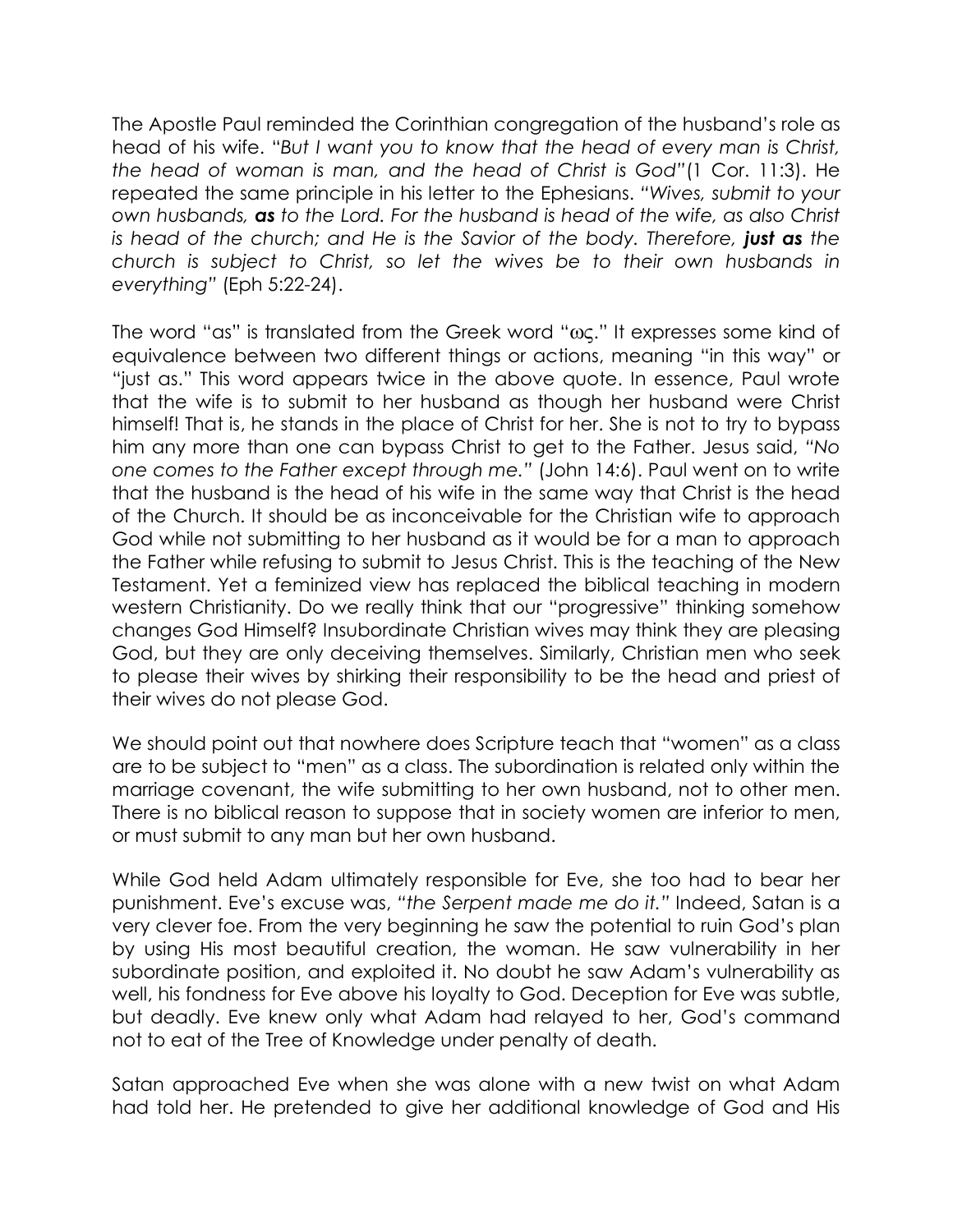The Apostle Paul reminded the Corinthian congregation of the husband's role as head of his wife. "*But I want you to know that the head of every man is Christ, the head of woman is man, and the head of Christ is God*"(1 Cor. 11:3). He repeated the same principle in his letter to the Ephesians. "*Wives, submit to your own husbands, **as** to the Lord. For the husband is head of the wife, as also Christ is head of the church; and He is the Savior of the body. Therefore, **just as** the church is subject to Christ, so let the wives be to their own husbands in everything*" (Eph 5:22-24).

The word "as" is translated from the Greek word "ως." It expresses some kind of equivalence between two different things or actions, meaning "in this way" or "just as." This word appears twice in the above quote. In essence, Paul wrote that the wife is to submit to her husband as though her husband were Christ himself! That is, he stands in the place of Christ for her. She is not to try to bypass him any more than one can bypass Christ to get to the Father. Jesus said, "*No one comes to the Father except through me.*" (John 14:6). Paul went on to write that the husband is the head of his wife in the same way that Christ is the head of the Church. It should be as inconceivable for the Christian wife to approach God while not submitting to her husband as it would be for a man to approach the Father while refusing to submit to Jesus Christ. This is the teaching of the New Testament. Yet a feminized view has replaced the biblical teaching in modern western Christianity. Do we really think that our "progressive" thinking somehow changes God Himself? Insubordinate Christian wives may think they are pleasing God, but they are only deceiving themselves. Similarly, Christian men who seek to please their wives by shirking their responsibility to be the head and priest of their wives do not please God.

We should point out that nowhere does Scripture teach that "women" as a class are to be subject to "men" as a class. The subordination is related only within the marriage covenant, the wife submitting to her own husband, not to other men. There is no biblical reason to suppose that in society women are inferior to men, or must submit to any man but her own husband.

While God held Adam ultimately responsible for Eve, she too had to bear her punishment. Eve's excuse was, "*the Serpent made me do it.*" Indeed, Satan is a very clever foe. From the very beginning he saw the potential to ruin God's plan by using His most beautiful creation, the woman. He saw vulnerability in her subordinate position, and exploited it. No doubt he saw Adam's vulnerability as well, his fondness for Eve above his loyalty to God. Deception for Eve was subtle, but deadly. Eve knew only what Adam had relayed to her, God's command not to eat of the Tree of Knowledge under penalty of death.

Satan approached Eve when she was alone with a new twist on what Adam had told her. He pretended to give her additional knowledge of God and His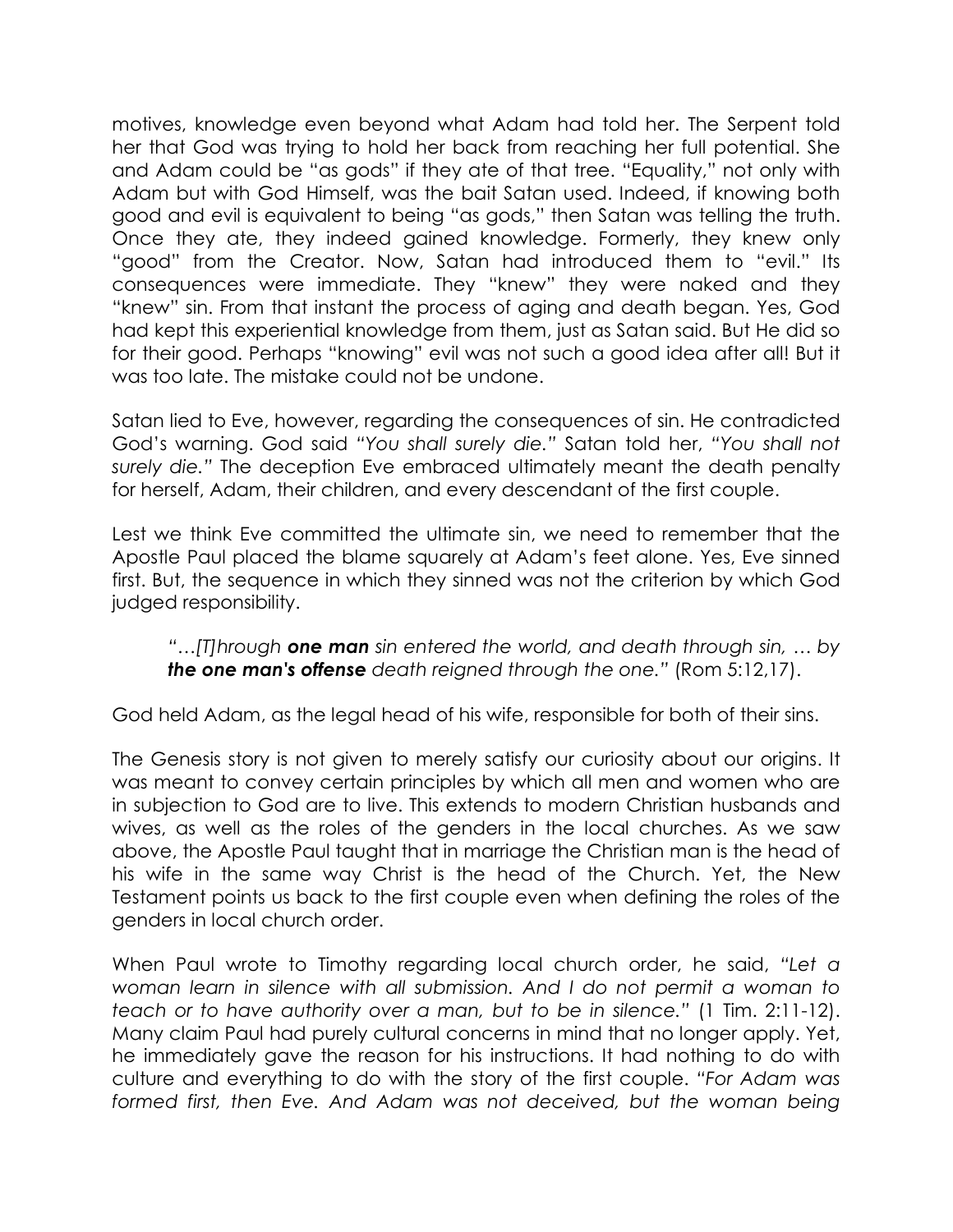motives, knowledge even beyond what Adam had told her. The Serpent told her that God was trying to hold her back from reaching her full potential. She and Adam could be "as gods" if they ate of that tree. "Equality," not only with Adam but with God Himself, was the bait Satan used. Indeed, if knowing both good and evil is equivalent to being "as gods," then Satan was telling the truth. Once they ate, they indeed gained knowledge. Formerly, they knew only "good" from the Creator. Now, Satan had introduced them to "evil." Its consequences were immediate. They "knew" they were naked and they "knew" sin. From that instant the process of aging and death began. Yes, God had kept this experiential knowledge from them, just as Satan said. But He did so for their good. Perhaps "knowing" evil was not such a good idea after all! But it was too late. The mistake could not be undone.

Satan lied to Eve, however, regarding the consequences of sin. He contradicted God's warning. God said *"You shall surely die."* Satan told her, *"You shall not surely die."* The deception Eve embraced ultimately meant the death penalty for herself, Adam, their children, and every descendant of the first couple.

Lest we think Eve committed the ultimate sin, we need to remember that the Apostle Paul placed the blame squarely at Adam's feet alone. Yes, Eve sinned first. But, the sequence in which they sinned was not the criterion by which God judged responsibility.

> *"…[T]hrough **one man** sin entered the world, and death through sin, … by **the one man's offense** death reigned through the one."* (Rom 5:12,17).

God held Adam, as the legal head of his wife, responsible for both of their sins.

The Genesis story is not given to merely satisfy our curiosity about our origins. It was meant to convey certain principles by which all men and women who are in subjection to God are to live. This extends to modern Christian husbands and wives, as well as the roles of the genders in the local churches. As we saw above, the Apostle Paul taught that in marriage the Christian man is the head of his wife in the same way Christ is the head of the Church. Yet, the New Testament points us back to the first couple even when defining the roles of the genders in local church order.

When Paul wrote to Timothy regarding local church order, he said, *"Let a woman learn in silence with all submission. And I do not permit a woman to teach or to have authority over a man, but to be in silence."* (1 Tim. 2:11-12). Many claim Paul had purely cultural concerns in mind that no longer apply. Yet, he immediately gave the reason for his instructions. It had nothing to do with culture and everything to do with the story of the first couple. *"For Adam was formed first, then Eve. And Adam was not deceived, but the woman being*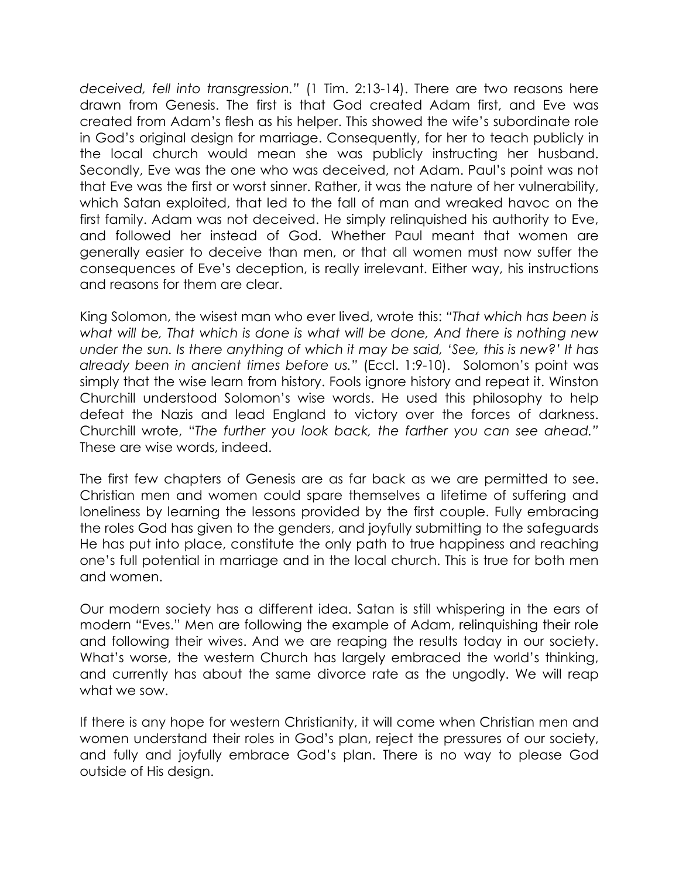*deceived, fell into transgression."* (1 Tim. 2:13-14). There are two reasons here drawn from Genesis. The first is that God created Adam first, and Eve was created from Adam's flesh as his helper. This showed the wife's subordinate role in God's original design for marriage. Consequently, for her to teach publicly in the local church would mean she was publicly instructing her husband. Secondly, Eve was the one who was deceived, not Adam. Paul's point was not that Eve was the first or worst sinner. Rather, it was the nature of her vulnerability, which Satan exploited, that led to the fall of man and wreaked havoc on the first family. Adam was not deceived. He simply relinquished his authority to Eve, and followed her instead of God. Whether Paul meant that women are generally easier to deceive than men, or that all women must now suffer the consequences of Eve's deception, is really irrelevant. Either way, his instructions and reasons for them are clear.

King Solomon, the wisest man who ever lived, wrote this: *"That which has been is what will be, That which is done is what will be done, And there is nothing new under the sun. Is there anything of which it may be said, 'See, this is new?' It has already been in ancient times before us."* (Eccl. 1:9-10). Solomon's point was simply that the wise learn from history. Fools ignore history and repeat it. Winston Churchill understood Solomon's wise words. He used this philosophy to help defeat the Nazis and lead England to victory over the forces of darkness. Churchill wrote, *"The further you look back, the farther you can see ahead."* These are wise words, indeed.

The first few chapters of Genesis are as far back as we are permitted to see. Christian men and women could spare themselves a lifetime of suffering and loneliness by learning the lessons provided by the first couple. Fully embracing the roles God has given to the genders, and joyfully submitting to the safeguards He has put into place, constitute the only path to true happiness and reaching one's full potential in marriage and in the local church. This is true for both men and women.

Our modern society has a different idea. Satan is still whispering in the ears of modern "Eves." Men are following the example of Adam, relinquishing their role and following their wives. And we are reaping the results today in our society. What's worse, the western Church has largely embraced the world's thinking, and currently has about the same divorce rate as the ungodly. We will reap what we sow.

If there is any hope for western Christianity, it will come when Christian men and women understand their roles in God's plan, reject the pressures of our society, and fully and joyfully embrace God's plan. There is no way to please God outside of His design.